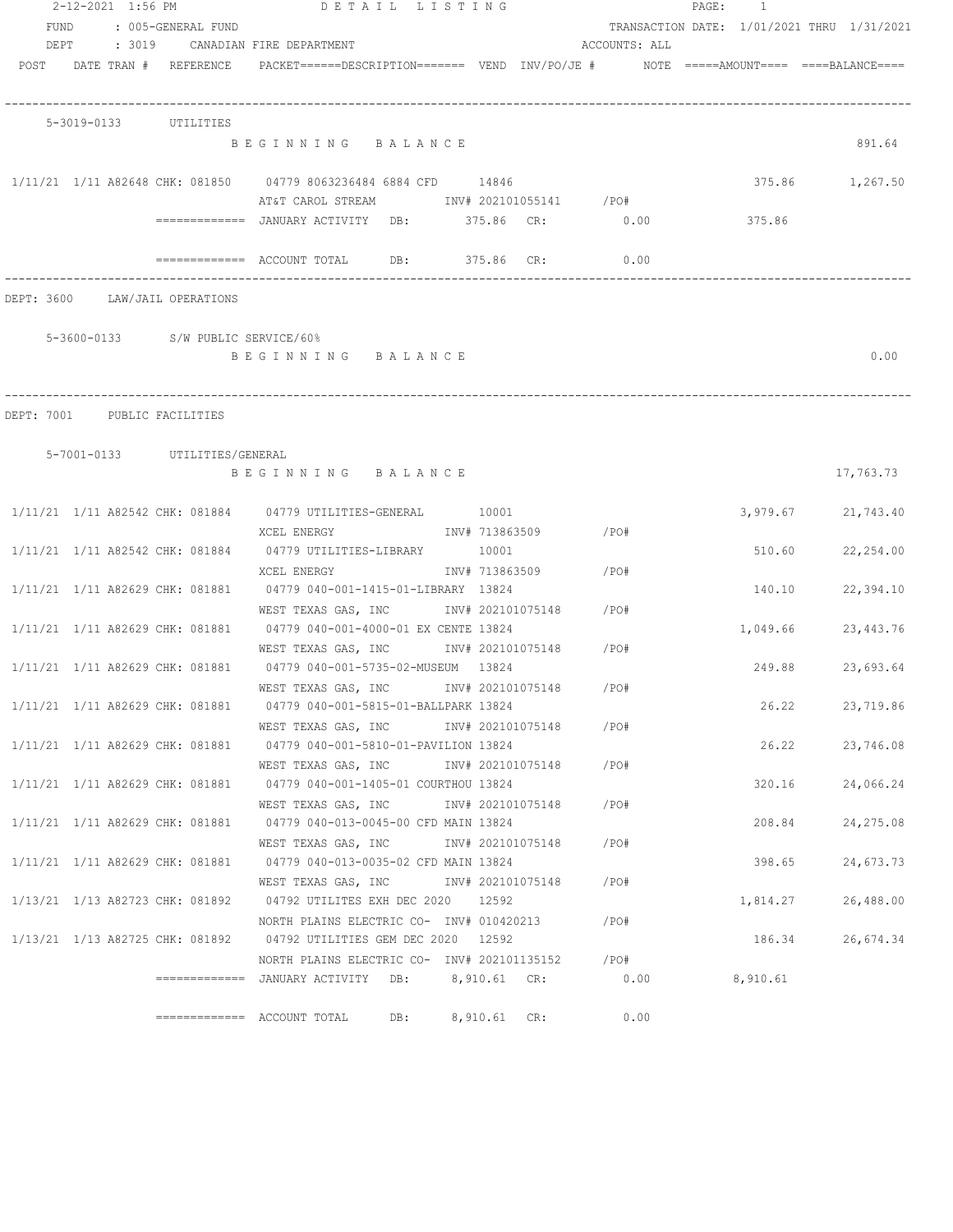2-12-2021 1:56 PM — DETAIL LISTING

FUND : 005-GENERAL FUND — TRANSACTION DATE: 1/01/2021 THRU 1/31/2021

DEPT : 3019 CANADIAN FIRE DEPARTMENT — ACCOUNTS: ALL

| POST | DATE | TRAN # | REFERENCE | PACKET | DESCRIPTION | VEND | INV/PO/JE # | NOTE | AMOUNT | BALANCE |
|---|---|---|---|---|---|---|---|---|---|---|

## 5-3019-0133 UTILITIES

BEGINNING BALANCE: 891.64

| POST | DATE | TRAN # | REFERENCE | PACKET | DESCRIPTION | VEND | INV/PO/JE # | AMOUNT | BALANCE |
|---|---|---|---|---|---|---|---|---|---|
| 1/11/21 | 1/11 | A82648 | CHK: 081850 | 04779 | 8063236484 6884 CFD / AT&T CAROL STREAM | 14846 | INV# 202101055141 /PO# | 375.86 | 1,267.50 |

============= JANUARY ACTIVITY DB: 375.86 CR: 0.00 — 375.86

============= ACCOUNT TOTAL DB: 375.86 CR: 0.00

DEPT: 3600 LAW/JAIL OPERATIONS

## 5-3600-0133 S/W PUBLIC SERVICE/60%

BEGINNING BALANCE: 0.00

DEPT: 7001 PUBLIC FACILITIES

## 5-7001-0133 UTILITIES/GENERAL

BEGINNING BALANCE: 17,763.73

| POST | DATE | TRAN # | REFERENCE | PACKET | DESCRIPTION | VEND | INV/PO/JE # | AMOUNT | BALANCE |
|---|---|---|---|---|---|---|---|---|---|
| 1/11/21 | 1/11 | A82542 | CHK: 081884 | 04779 | UTILITIES-GENERAL / XCEL ENERGY | 10001 | INV# 713863509 /PO# | 3,979.67 | 21,743.40 |
| 1/11/21 | 1/11 | A82542 | CHK: 081884 | 04779 | UTILITIES-LIBRARY / XCEL ENERGY | 10001 | INV# 713863509 /PO# | 510.60 | 22,254.00 |
| 1/11/21 | 1/11 | A82629 | CHK: 081881 | 04779 | 040-001-1415-01-LIBRARY / WEST TEXAS GAS, INC | 13824 | INV# 202101075148 /PO# | 140.10 | 22,394.10 |
| 1/11/21 | 1/11 | A82629 | CHK: 081881 | 04779 | 040-001-4000-01 EX CENTE / WEST TEXAS GAS, INC | 13824 | INV# 202101075148 /PO# | 1,049.66 | 23,443.76 |
| 1/11/21 | 1/11 | A82629 | CHK: 081881 | 04779 | 040-001-5735-02-MUSEUM / WEST TEXAS GAS, INC | 13824 | INV# 202101075148 /PO# | 249.88 | 23,693.64 |
| 1/11/21 | 1/11 | A82629 | CHK: 081881 | 04779 | 040-001-5815-01-BALLPARK / WEST TEXAS GAS, INC | 13824 | INV# 202101075148 /PO# | 26.22 | 23,719.86 |
| 1/11/21 | 1/11 | A82629 | CHK: 081881 | 04779 | 040-001-5810-01-PAVILION / WEST TEXAS GAS, INC | 13824 | INV# 202101075148 /PO# | 26.22 | 23,746.08 |
| 1/11/21 | 1/11 | A82629 | CHK: 081881 | 04779 | 040-001-1405-01 COURTHOU / WEST TEXAS GAS, INC | 13824 | INV# 202101075148 /PO# | 320.16 | 24,066.24 |
| 1/11/21 | 1/11 | A82629 | CHK: 081881 | 04779 | 040-013-0045-00 CFD MAIN / WEST TEXAS GAS, INC | 13824 | INV# 202101075148 /PO# | 208.84 | 24,275.08 |
| 1/11/21 | 1/11 | A82629 | CHK: 081881 | 04779 | 040-013-0035-02 CFD MAIN / WEST TEXAS GAS, INC | 13824 | INV# 202101075148 /PO# | 398.65 | 24,673.73 |
| 1/13/21 | 1/13 | A82723 | CHK: 081892 | 04792 | UTILITES EXH DEC 2020 / NORTH PLAINS ELECTRIC CO- | 12592 | INV# 010420213 /PO# | 1,814.27 | 26,488.00 |
| 1/13/21 | 1/13 | A82725 | CHK: 081892 | 04792 | UTILITIES GEM DEC 2020 / NORTH PLAINS ELECTRIC CO- | 12592 | INV# 202101135152 /PO# | 186.34 | 26,674.34 |

============= JANUARY ACTIVITY DB: 8,910.61 CR: 0.00 — 8,910.61

============= ACCOUNT TOTAL DB: 8,910.61 CR: 0.00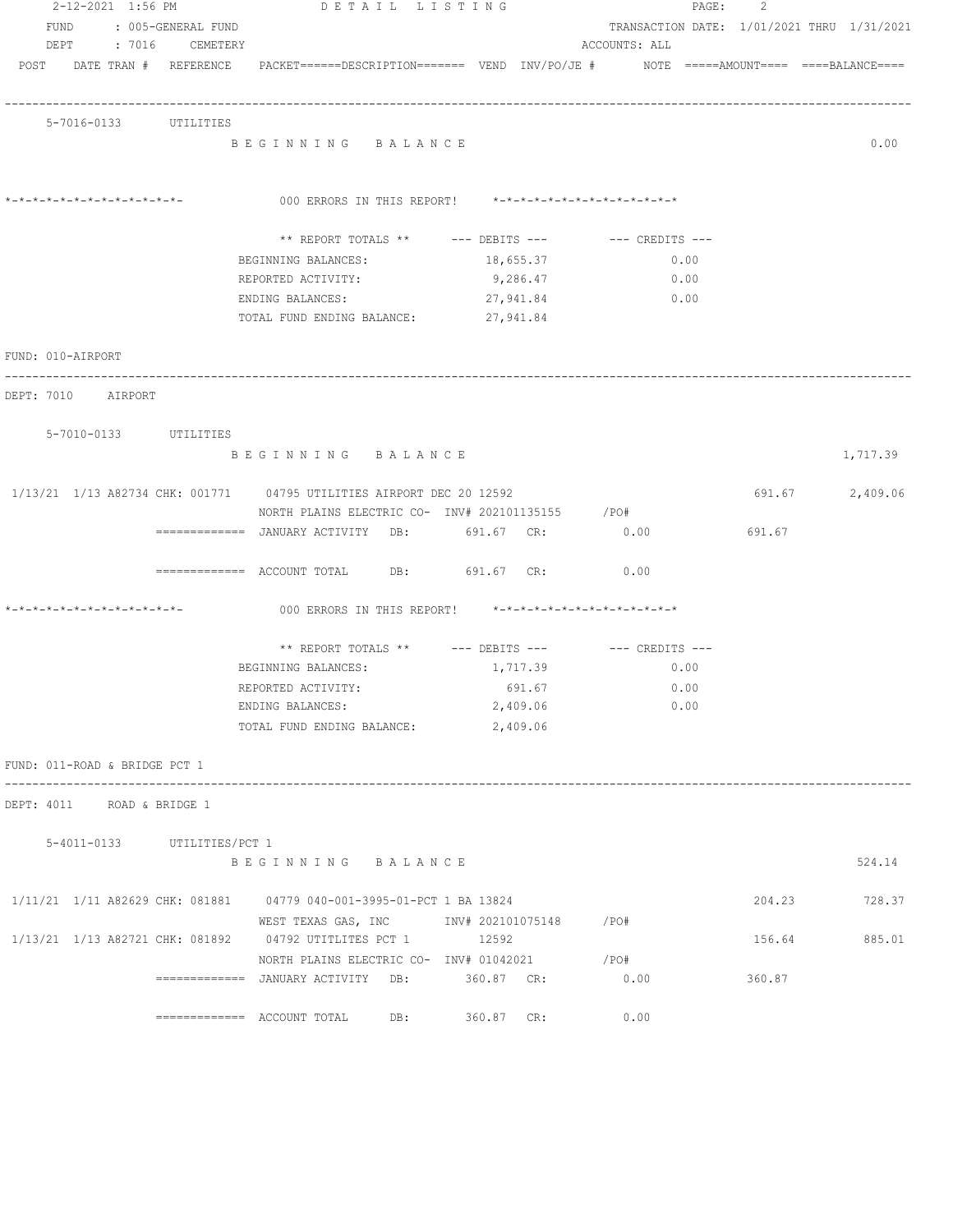FUND : 005-GENERAL FUND
DEPT : 7016 CEMETERY

DETAIL LISTING

TRANSACTION DATE: 1/01/2021 THRU 1/31/2021
ACCOUNTS: ALL

POST DATE TRAN # REFERENCE PACKET======DESCRIPTION======= VEND INV/PO/JE # NOTE =====AMOUNT==== ====BALANCE====

5-7016-0133 UTILITIES

BEGINNING BALANCE 0.00

*-*-*-*-*-*-*-*-*-*-*-*-*- 000 ERRORS IN THIS REPORT! *-*-*-*-*-*-*-*-*-*-*-*-*-*

| ** REPORT TOTALS ** | --- DEBITS --- | --- CREDITS --- |
|---|---|---|
| BEGINNING BALANCES: | 18,655.37 | 0.00 |
| REPORTED ACTIVITY: | 9,286.47 | 0.00 |
| ENDING BALANCES: | 27,941.84 | 0.00 |
| TOTAL FUND ENDING BALANCE: | 27,941.84 | |

FUND: 010-AIRPORT

DEPT: 7010 AIRPORT

5-7010-0133 UTILITIES

BEGINNING BALANCE 1,717.39

1/13/21 1/13 A82734 CHK: 001771 04795 UTILITIES AIRPORT DEC 20 12592 691.67 2,409.06
NORTH PLAINS ELECTRIC CO- INV# 202101135155 /PO#

============= JANUARY ACTIVITY DB: 691.67 CR: 0.00 691.67

============= ACCOUNT TOTAL DB: 691.67 CR: 0.00

*-*-*-*-*-*-*-*-*-*-*-*-*- 000 ERRORS IN THIS REPORT! *-*-*-*-*-*-*-*-*-*-*-*-*-*

| ** REPORT TOTALS ** | --- DEBITS --- | --- CREDITS --- |
|---|---|---|
| BEGINNING BALANCES: | 1,717.39 | 0.00 |
| REPORTED ACTIVITY: | 691.67 | 0.00 |
| ENDING BALANCES: | 2,409.06 | 0.00 |
| TOTAL FUND ENDING BALANCE: | 2,409.06 | |

FUND: 011-ROAD & BRIDGE PCT 1

DEPT: 4011 ROAD & BRIDGE 1

5-4011-0133 UTILITIES/PCT 1

BEGINNING BALANCE 524.14

1/11/21 1/11 A82629 CHK: 081881 04779 040-001-3995-01-PCT 1 BA 13824 204.23 728.37
WEST TEXAS GAS, INC INV# 202101075148 /PO#

1/13/21 1/13 A82721 CHK: 081892 04792 UTITLITES PCT 1 12592 156.64 885.01
NORTH PLAINS ELECTRIC CO- INV# 01042021 /PO#

============= JANUARY ACTIVITY DB: 360.87 CR: 0.00 360.87

============= ACCOUNT TOTAL DB: 360.87 CR: 0.00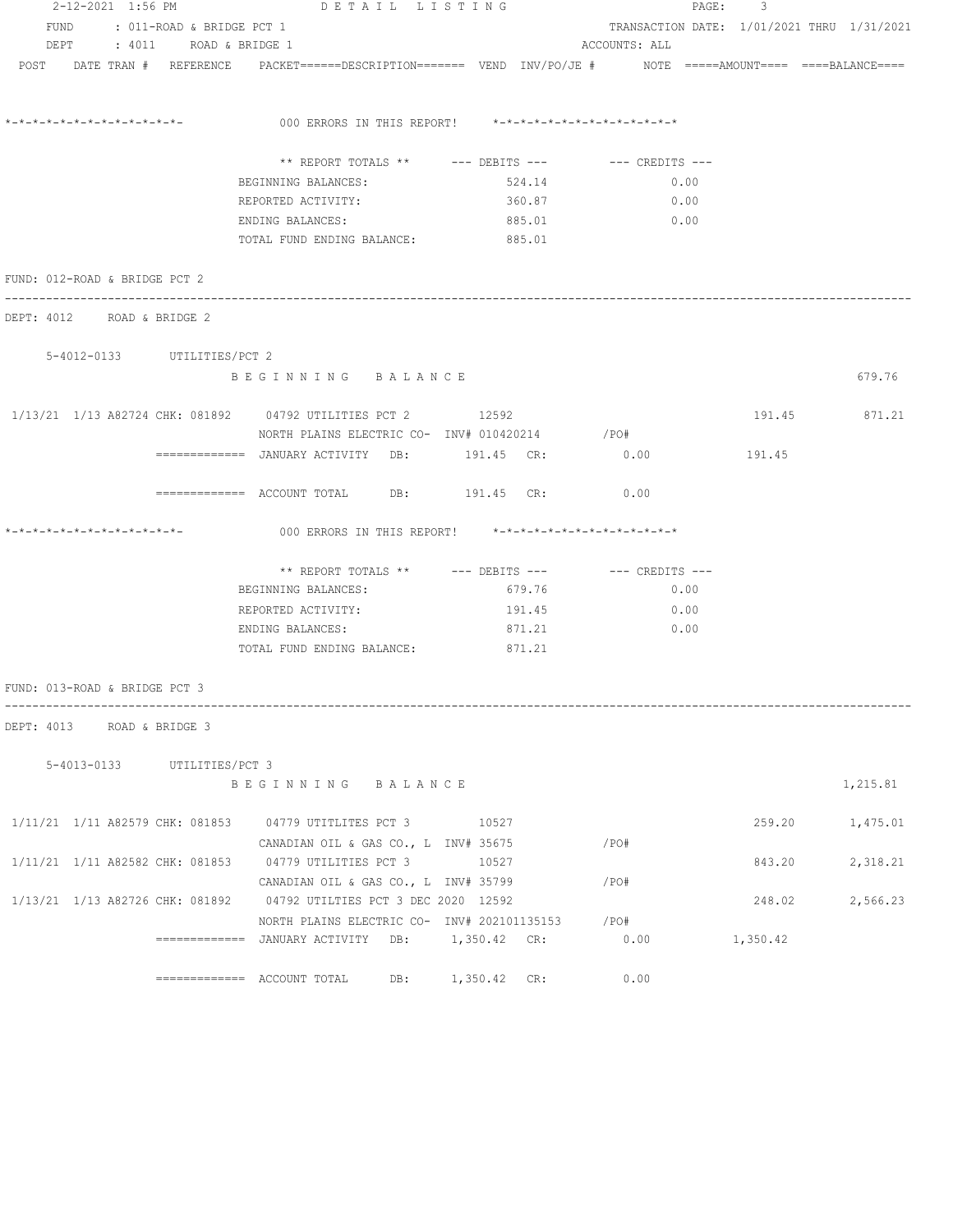FUND : 011-ROAD & BRIDGE PCT 1 TRANSACTION DATE: 1/01/2021 THRU 1/31/2021
DEPT : 4011 ROAD & BRIDGE 1 ACCOUNTS: ALL

POST DATE TRAN # REFERENCE PACKET======DESCRIPTION======= VEND INV/PO/JE # NOTE =====AMOUNT==== ====BALANCE====

*-*-*-*-*-*-*-*-*-*-*-*-*-*- 000 ERRORS IN THIS REPORT! *-*-*-*-*-*-*-*-*-*-*-*-*-*

| ** REPORT TOTALS ** | --- DEBITS --- | --- CREDITS --- |
|---|---|---|
| BEGINNING BALANCES: | 524.14 | 0.00 |
| REPORTED ACTIVITY: | 360.87 | 0.00 |
| ENDING BALANCES: | 885.01 | 0.00 |
| TOTAL FUND ENDING BALANCE: | 885.01 | |

FUND: 012-ROAD & BRIDGE PCT 2

DEPT: 4012 ROAD & BRIDGE 2

5-4012-0133 UTILITIES/PCT 2

B E G I N N I N G B A L A N C E 679.76

| POST | DATE | TRAN # | REFERENCE | PACKET | DESCRIPTION | VEND | INV/PO/JE # | AMOUNT | BALANCE |
|---|---|---|---|---|---|---|---|---|---|
| 1/13/21 | 1/13 | A82724 | CHK: 081892 | 04792 | UTILITIES PCT 2 / NORTH PLAINS ELECTRIC CO- | 12592 | INV# 010420214 /PO# | 191.45 | 871.21 |

============= JANUARY ACTIVITY DB: 191.45 CR: 0.00 191.45

============= ACCOUNT TOTAL DB: 191.45 CR: 0.00

*-*-*-*-*-*-*-*-*-*-*-*-*-*- 000 ERRORS IN THIS REPORT! *-*-*-*-*-*-*-*-*-*-*-*-*-*

| ** REPORT TOTALS ** | --- DEBITS --- | --- CREDITS --- |
|---|---|---|
| BEGINNING BALANCES: | 679.76 | 0.00 |
| REPORTED ACTIVITY: | 191.45 | 0.00 |
| ENDING BALANCES: | 871.21 | 0.00 |
| TOTAL FUND ENDING BALANCE: | 871.21 | |

FUND: 013-ROAD & BRIDGE PCT 3

DEPT: 4013 ROAD & BRIDGE 3

5-4013-0133 UTILITIES/PCT 3

B E G I N N I N G B A L A N C E 1,215.81

| POST | DATE | TRAN # | REFERENCE | PACKET | DESCRIPTION | VEND | INV/PO/JE # | AMOUNT | BALANCE |
|---|---|---|---|---|---|---|---|---|---|
| 1/11/21 | 1/11 | A82579 | CHK: 081853 | 04779 | UTITLITES PCT 3 / CANADIAN OIL & GAS CO., L | 10527 | INV# 35675 /PO# | 259.20 | 1,475.01 |
| 1/11/21 | 1/11 | A82582 | CHK: 081853 | 04779 | UTILITIES PCT 3 / CANADIAN OIL & GAS CO., L | 10527 | INV# 35799 /PO# | 843.20 | 2,318.21 |
| 1/13/21 | 1/13 | A82726 | CHK: 081892 | 04792 | UTILTIES PCT 3 DEC 2020 / NORTH PLAINS ELECTRIC CO- | 12592 | INV# 202101135153 /PO# | 248.02 | 2,566.23 |

============= JANUARY ACTIVITY DB: 1,350.42 CR: 0.00 1,350.42

============= ACCOUNT TOTAL DB: 1,350.42 CR: 0.00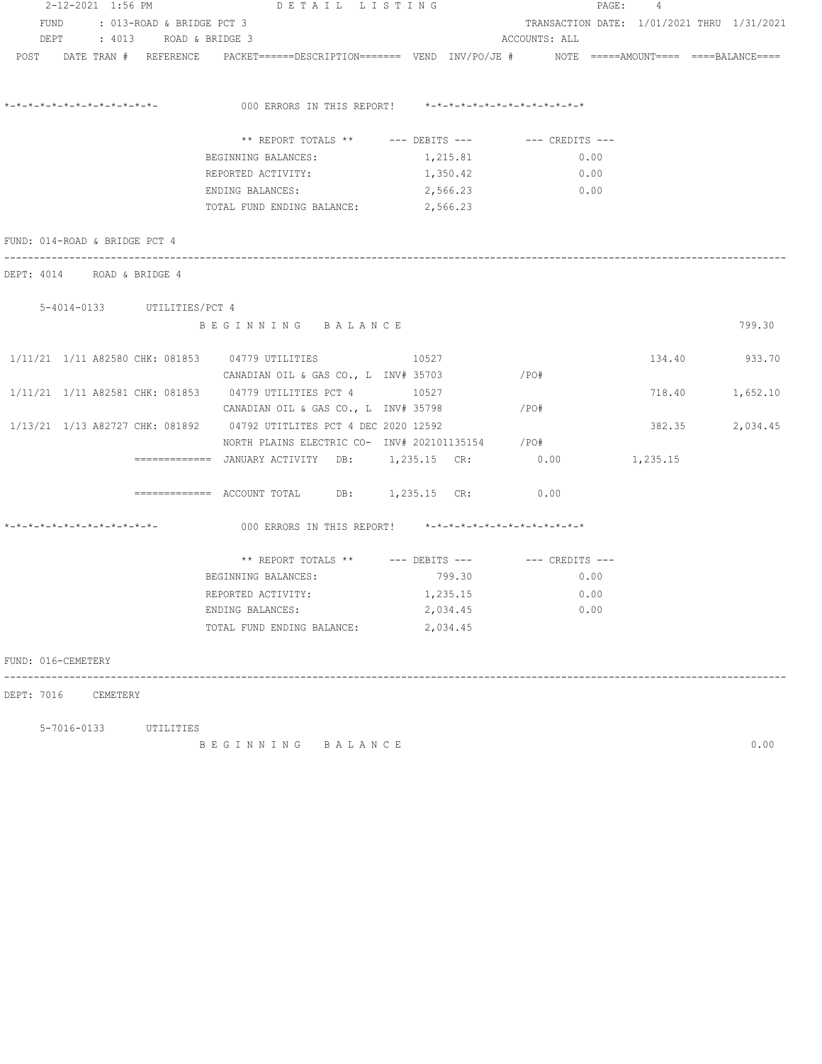FUND : 013-ROAD & BRIDGE PCT 3 — TRANSACTION DATE: 1/01/2021 THRU 1/31/2021

DEPT : 4013 ROAD & BRIDGE 3 — ACCOUNTS: ALL

POST DATE TRAN # REFERENCE PACKET======DESCRIPTION======= VEND INV/PO/JE # NOTE =====AMOUNT==== ====BALANCE====

*-*-*-*-*-*-*-*-*-*-*-*-*-*- 000 ERRORS IN THIS REPORT! *-*-*-*-*-*-*-*-*-*-*-*-*-*

| ** REPORT TOTALS ** | --- DEBITS --- | --- CREDITS --- |
|---|---|---|
| BEGINNING BALANCES: | 1,215.81 | 0.00 |
| REPORTED ACTIVITY: | 1,350.42 | 0.00 |
| ENDING BALANCES: | 2,566.23 | 0.00 |
| TOTAL FUND ENDING BALANCE: | 2,566.23 | |

FUND: 014-ROAD & BRIDGE PCT 4

DEPT: 4014 ROAD & BRIDGE 4

5-4014-0133 UTILITIES/PCT 4

B E G I N N I N G B A L A N C E — 799.30

| POST | DATE | TRAN # | REFERENCE | PACKET | DESCRIPTION | VEND | INV/PO/JE # | NOTE | AMOUNT | BALANCE |
|---|---|---|---|---|---|---|---|---|---|---|
| 1/11/21 | 1/11 | A82580 | CHK: 081853 | 04779 | UTILITIES / CANADIAN OIL & GAS CO., L | 10527 | INV# 35703 /PO# | | 134.40 | 933.70 |
| 1/11/21 | 1/11 | A82581 | CHK: 081853 | 04779 | UTILITIES PCT 4 / CANADIAN OIL & GAS CO., L | 10527 | INV# 35798 /PO# | | 718.40 | 1,652.10 |
| 1/13/21 | 1/13 | A82727 | CHK: 081892 | 04792 | UTITLITES PCT 4 DEC 2020 / NORTH PLAINS ELECTRIC CO- | 12592 | INV# 202101135154 /PO# | | 382.35 | 2,034.45 |

============= JANUARY ACTIVITY DB: 1,235.15 CR: 0.00 1,235.15

============= ACCOUNT TOTAL DB: 1,235.15 CR: 0.00

*-*-*-*-*-*-*-*-*-*-*-*-*-*- 000 ERRORS IN THIS REPORT! *-*-*-*-*-*-*-*-*-*-*-*-*-*

| ** REPORT TOTALS ** | --- DEBITS --- | --- CREDITS --- |
|---|---|---|
| BEGINNING BALANCES: | 799.30 | 0.00 |
| REPORTED ACTIVITY: | 1,235.15 | 0.00 |
| ENDING BALANCES: | 2,034.45 | 0.00 |
| TOTAL FUND ENDING BALANCE: | 2,034.45 | |

FUND: 016-CEMETERY

DEPT: 7016 CEMETERY

5-7016-0133 UTILITIES

B E G I N N I N G B A L A N C E — 0.00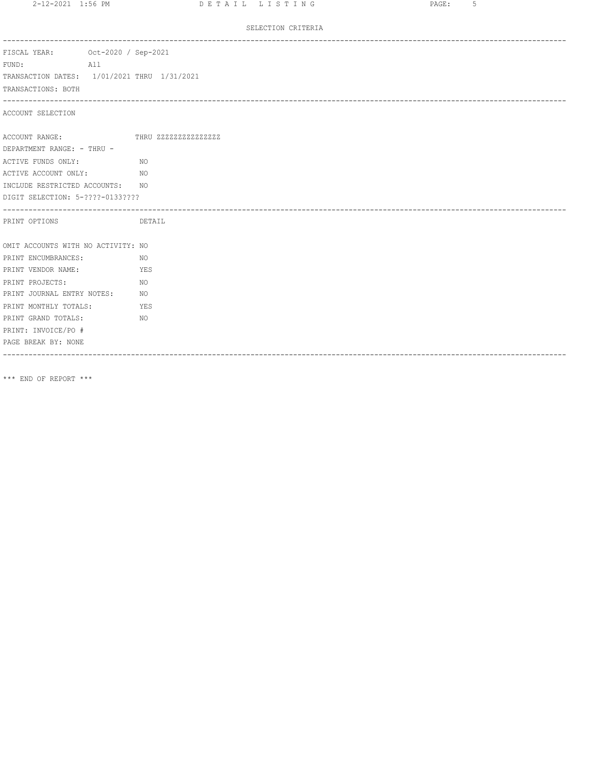SELECTION CRITERIA

---

FISCAL YEAR: Oct-2020 / Sep-2021
FUND: All
TRANSACTION DATES: 1/01/2021 THRU 1/31/2021
TRANSACTIONS: BOTH

---

ACCOUNT SELECTION

ACCOUNT RANGE: THRU ZZZZZZZZZZZZZZZ
DEPARTMENT RANGE: - THRU -
ACTIVE FUNDS ONLY: NO
ACTIVE ACCOUNT ONLY: NO
INCLUDE RESTRICTED ACCOUNTS: NO
DIGIT SELECTION: 5-????-0133????

---

PRINT OPTIONS DETAIL

OMIT ACCOUNTS WITH NO ACTIVITY: NO
PRINT ENCUMBRANCES: NO
PRINT VENDOR NAME: YES
PRINT PROJECTS: NO
PRINT JOURNAL ENTRY NOTES: NO
PRINT MONTHLY TOTALS: YES
PRINT GRAND TOTALS: NO
PRINT: INVOICE/PO #
PAGE BREAK BY: NONE

---

*** END OF REPORT ***